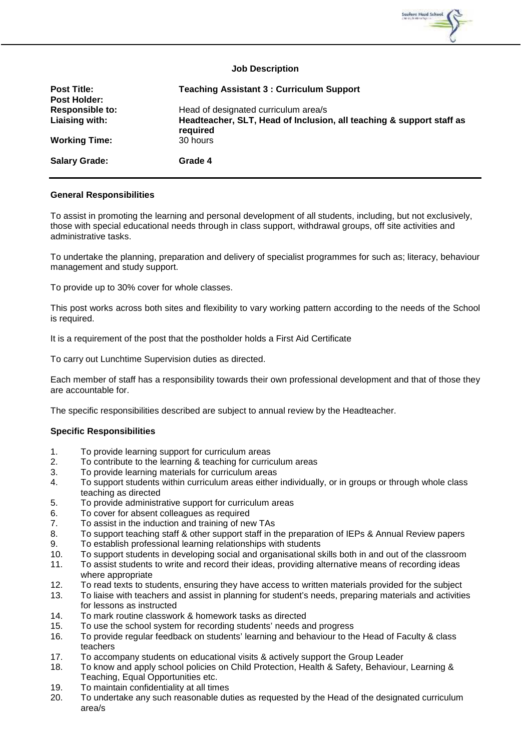# Job Description

| | |
|---|---|
| **Post Title:** | **Teaching Assistant 3 : Curriculum Support** |
| **Post Holder:** | |
| **Responsible to:** | Head of designated curriculum area/s |
| **Liaising with:** | **Headteacher, SLT, Head of Inclusion, all teaching & support staff as required** |
| **Working Time:** | 30 hours |
| **Salary Grade:** | **Grade 4** |

## General Responsibilities

To assist in promoting the learning and personal development of all students, including, but not exclusively, those with special educational needs through in class support, withdrawal groups, off site activities and administrative tasks.

To undertake the planning, preparation and delivery of specialist programmes for such as; literacy, behaviour management and study support.

To provide up to 30% cover for whole classes.

This post works across both sites and flexibility to vary working pattern according to the needs of the School is required.

It is a requirement of the post that the postholder holds a First Aid Certificate

To carry out Lunchtime Supervision duties as directed.

Each member of staff has a responsibility towards their own professional development and that of those they are accountable for.

The specific responsibilities described are subject to annual review by the Headteacher.

## Specific Responsibilities

1. To provide learning support for curriculum areas
2. To contribute to the learning & teaching for curriculum areas
3. To provide learning materials for curriculum areas
4. To support students within curriculum areas either individually, or in groups or through whole class teaching as directed
5. To provide administrative support for curriculum areas
6. To cover for absent colleagues as required
7. To assist in the induction and training of new TAs
8. To support teaching staff & other support staff in the preparation of IEPs & Annual Review papers
9. To establish professional learning relationships with students
10. To support students in developing social and organisational skills both in and out of the classroom
11. To assist students to write and record their ideas, providing alternative means of recording ideas where appropriate
12. To read texts to students, ensuring they have access to written materials provided for the subject
13. To liaise with teachers and assist in planning for student's needs, preparing materials and activities for lessons as instructed
14. To mark routine classwork & homework tasks as directed
15. To use the school system for recording students' needs and progress
16. To provide regular feedback on students' learning and behaviour to the Head of Faculty & class teachers
17. To accompany students on educational visits & actively support the Group Leader
18. To know and apply school policies on Child Protection, Health & Safety, Behaviour, Learning & Teaching, Equal Opportunities etc.
19. To maintain confidentiality at all times
20. To undertake any such reasonable duties as requested by the Head of the designated curriculum area/s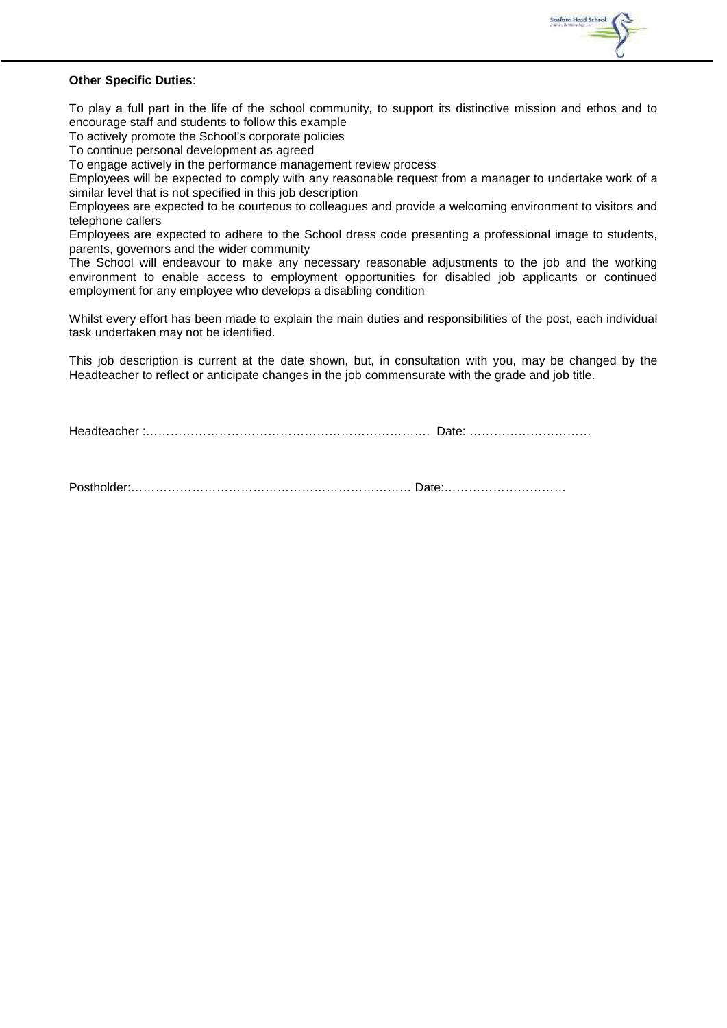**Other Specific Duties**:

To play a full part in the life of the school community, to support its distinctive mission and ethos and to encourage staff and students to follow this example
To actively promote the School's corporate policies
To continue personal development as agreed
To engage actively in the performance management review process
Employees will be expected to comply with any reasonable request from a manager to undertake work of a similar level that is not specified in this job description
Employees are expected to be courteous to colleagues and provide a welcoming environment to visitors and telephone callers
Employees are expected to adhere to the School dress code presenting a professional image to students, parents, governors and the wider community
The School will endeavour to make any necessary reasonable adjustments to the job and the working environment to enable access to employment opportunities for disabled job applicants or continued employment for any employee who develops a disabling condition

Whilst every effort has been made to explain the main duties and responsibilities of the post, each individual task undertaken may not be identified.

This job description is current at the date shown, but, in consultation with you, may be changed by the Headteacher to reflect or anticipate changes in the job commensurate with the grade and job title.

Headteacher :………………………………………………………………. Date: …………………………

Postholder:………………………………………………………………. Date:…………………………